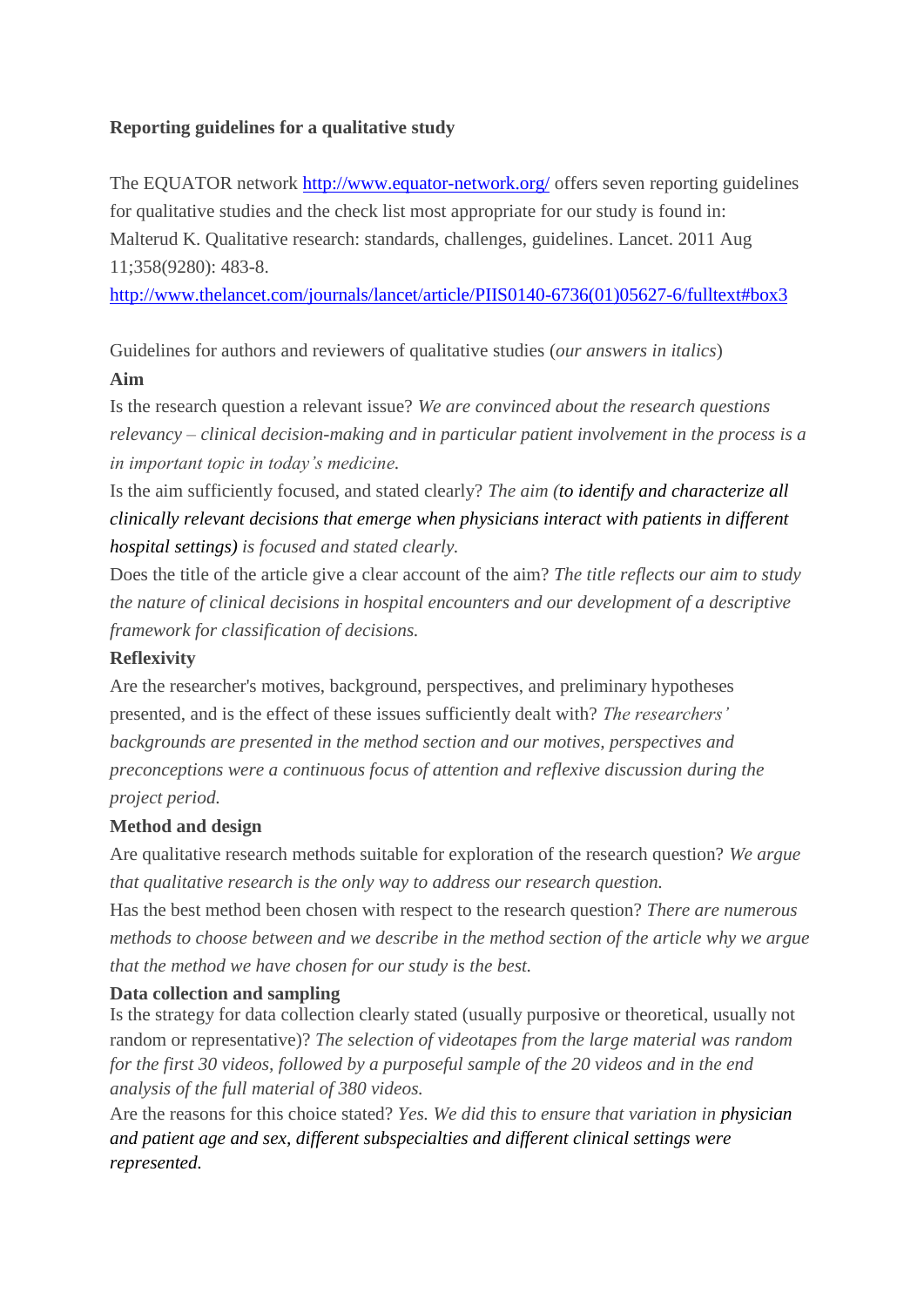**Reporting guidelines for a qualitative study**

The EQUATOR network http://www.equator-network.org/ offers seven reporting guidelines for qualitative studies and the check list most appropriate for our study is found in: Malterud K. Qualitative research: standards, challenges, guidelines. Lancet. 2011 Aug 11;358(9280): 483-8.
http://www.thelancet.com/journals/lancet/article/PIIS0140-6736(01)05627-6/fulltext#box3

Guidelines for authors and reviewers of qualitative studies (*our answers in italics*)

**Aim**

Is the research question a relevant issue? *We are convinced about the research questions relevancy – clinical decision-making and in particular patient involvement in the process is a in important topic in today's medicine.*

Is the aim sufficiently focused, and stated clearly? *The aim (to identify and characterize all clinically relevant decisions that emerge when physicians interact with patients in different hospital settings) is focused and stated clearly.*

Does the title of the article give a clear account of the aim? *The title reflects our aim to study the nature of clinical decisions in hospital encounters and our development of a descriptive framework for classification of decisions.*

**Reflexivity**

Are the researcher's motives, background, perspectives, and preliminary hypotheses presented, and is the effect of these issues sufficiently dealt with? *The researchers' backgrounds are presented in the method section and our motives, perspectives and preconceptions were a continuous focus of attention and reflexive discussion during the project period.*

**Method and design**

Are qualitative research methods suitable for exploration of the research question? *We argue that qualitative research is the only way to address our research question.*

Has the best method been chosen with respect to the research question? *There are numerous methods to choose between and we describe in the method section of the article why we argue that the method we have chosen for our study is the best.*

**Data collection and sampling**

Is the strategy for data collection clearly stated (usually purposive or theoretical, usually not random or representative)? *The selection of videotapes from the large material was random for the first 30 videos, followed by a purposeful sample of the 20 videos and in the end analysis of the full material of 380 videos.*

Are the reasons for this choice stated? *Yes. We did this to ensure that variation in physician and patient age and sex, different subspecialties and different clinical settings were represented.*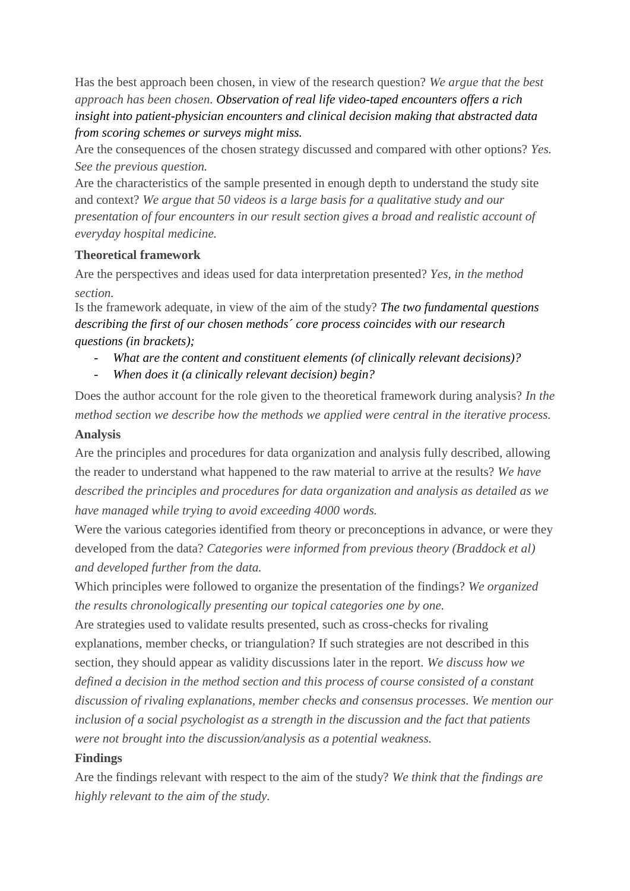Has the best approach been chosen, in view of the research question? *We argue that the best approach has been chosen. Observation of real life video-taped encounters offers a rich insight into patient-physician encounters and clinical decision making that abstracted data from scoring schemes or surveys might miss.*

Are the consequences of the chosen strategy discussed and compared with other options? *Yes. See the previous question.*

Are the characteristics of the sample presented in enough depth to understand the study site and context? *We argue that 50 videos is a large basis for a qualitative study and our presentation of four encounters in our result section gives a broad and realistic account of everyday hospital medicine.*

**Theoretical framework**

Are the perspectives and ideas used for data interpretation presented? *Yes, in the method section.*

Is the framework adequate, in view of the aim of the study? *The two fundamental questions describing the first of our chosen methods´ core process coincides with our research questions (in brackets);*

- *What are the content and constituent elements (of clinically relevant decisions)?*
- *When does it (a clinically relevant decision) begin?*

Does the author account for the role given to the theoretical framework during analysis? *In the method section we describe how the methods we applied were central in the iterative process.*

**Analysis**

Are the principles and procedures for data organization and analysis fully described, allowing the reader to understand what happened to the raw material to arrive at the results? *We have described the principles and procedures for data organization and analysis as detailed as we have managed while trying to avoid exceeding 4000 words.*

Were the various categories identified from theory or preconceptions in advance, or were they developed from the data? *Categories were informed from previous theory (Braddock et al) and developed further from the data.*

Which principles were followed to organize the presentation of the findings? *We organized the results chronologically presenting our topical categories one by one.*

Are strategies used to validate results presented, such as cross-checks for rivaling explanations, member checks, or triangulation? If such strategies are not described in this section, they should appear as validity discussions later in the report. *We discuss how we defined a decision in the method section and this process of course consisted of a constant discussion of rivaling explanations, member checks and consensus processes. We mention our inclusion of a social psychologist as a strength in the discussion and the fact that patients were not brought into the discussion/analysis as a potential weakness.*

**Findings**

Are the findings relevant with respect to the aim of the study? *We think that the findings are highly relevant to the aim of the study.*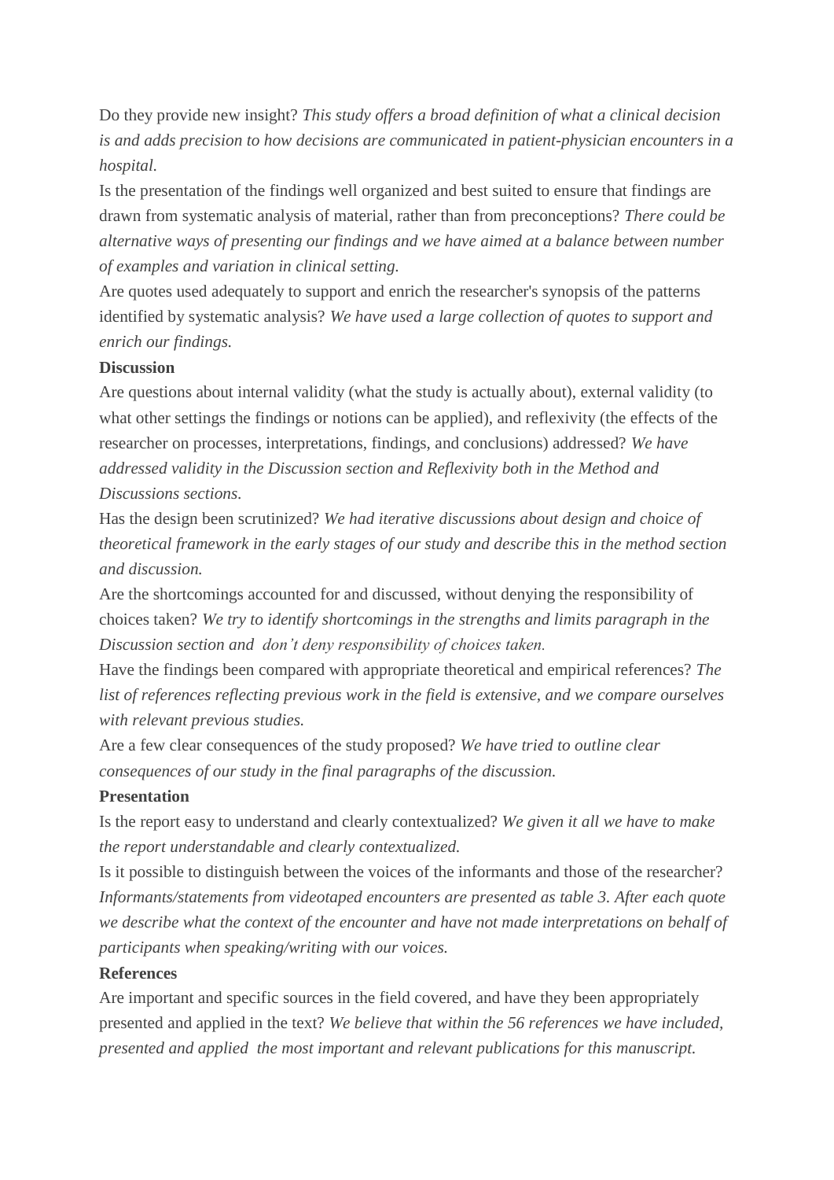Do they provide new insight? *This study offers a broad definition of what a clinical decision is and adds precision to how decisions are communicated in patient-physician encounters in a hospital.*

Is the presentation of the findings well organized and best suited to ensure that findings are drawn from systematic analysis of material, rather than from preconceptions? *There could be alternative ways of presenting our findings and we have aimed at a balance between number of examples and variation in clinical setting.*

Are quotes used adequately to support and enrich the researcher's synopsis of the patterns identified by systematic analysis? *We have used a large collection of quotes to support and enrich our findings.*

**Discussion**

Are questions about internal validity (what the study is actually about), external validity (to what other settings the findings or notions can be applied), and reflexivity (the effects of the researcher on processes, interpretations, findings, and conclusions) addressed? *We have addressed validity in the Discussion section and Reflexivity both in the Method and Discussions sections.*

Has the design been scrutinized? *We had iterative discussions about design and choice of theoretical framework in the early stages of our study and describe this in the method section and discussion.*

Are the shortcomings accounted for and discussed, without denying the responsibility of choices taken? *We try to identify shortcomings in the strengths and limits paragraph in the Discussion section and don't deny responsibility of choices taken.*

Have the findings been compared with appropriate theoretical and empirical references? *The list of references reflecting previous work in the field is extensive, and we compare ourselves with relevant previous studies.*

Are a few clear consequences of the study proposed? *We have tried to outline clear consequences of our study in the final paragraphs of the discussion.*

**Presentation**

Is the report easy to understand and clearly contextualized? *We given it all we have to make the report understandable and clearly contextualized.*

Is it possible to distinguish between the voices of the informants and those of the researcher? *Informants/statements from videotaped encounters are presented as table 3. After each quote we describe what the context of the encounter and have not made interpretations on behalf of participants when speaking/writing with our voices.*

**References**

Are important and specific sources in the field covered, and have they been appropriately presented and applied in the text? *We believe that within the 56 references we have included, presented and applied the most important and relevant publications for this manuscript.*